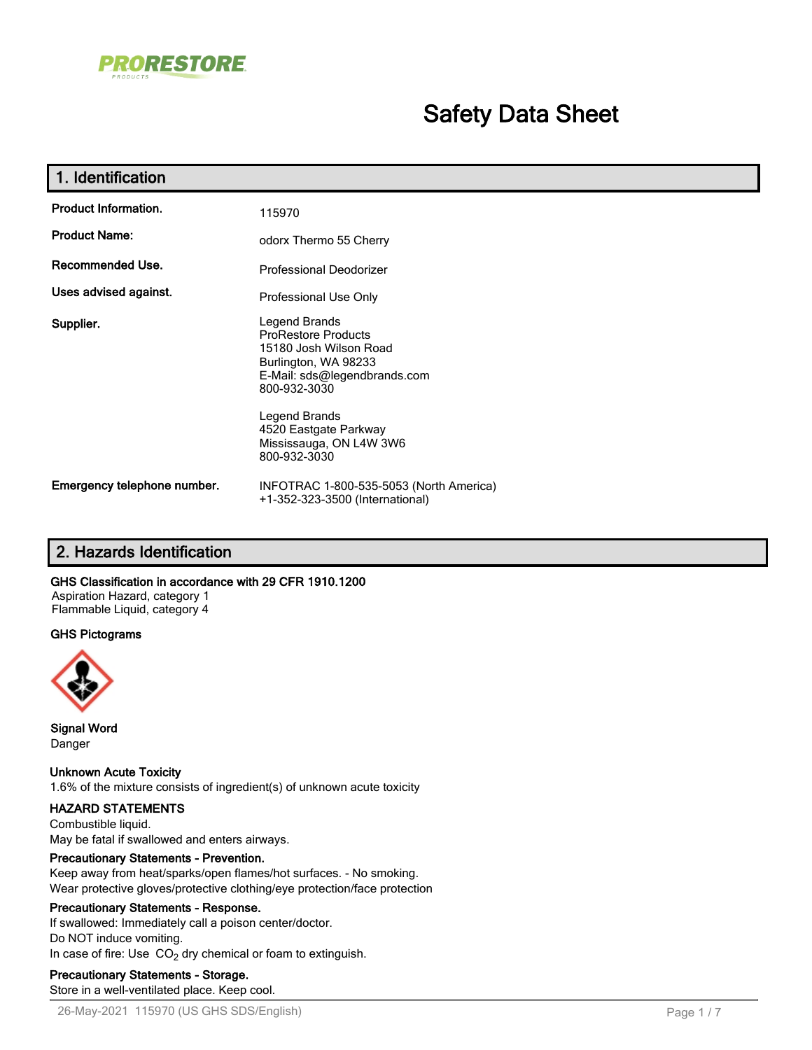PRORESTORE PRODUCTS

# Safety Data Sheet

## 1. Identification

| | |
|---|---|
| **Product Information.** | 115970 |
| **Product Name:** | odorx Thermo 55 Cherry |
| **Recommended Use.** | Professional Deodorizer |
| **Uses advised against.** | Professional Use Only |
| **Supplier.** | Legend Brands<br>ProRestore Products<br>15180 Josh Wilson Road<br>Burlington, WA 98233<br>E-Mail: sds@legendbrands.com<br>800-932-3030<br><br>Legend Brands<br>4520 Eastgate Parkway<br>Mississauga, ON L4W 3W6<br>800-932-3030 |
| **Emergency telephone number.** | INFOTRAC 1-800-535-5053 (North America)<br>+1-352-323-3500 (International) |

## 2. Hazards Identification

**GHS Classification in accordance with 29 CFR 1910.1200**
Aspiration Hazard, category 1
Flammable Liquid, category 4

**GHS Pictograms**

**Signal Word**
Danger

**Unknown Acute Toxicity**
1.6% of the mixture consists of ingredient(s) of unknown acute toxicity

**HAZARD STATEMENTS**
Combustible liquid.
May be fatal if swallowed and enters airways.

**Precautionary Statements - Prevention.**
Keep away from heat/sparks/open flames/hot surfaces. - No smoking.
Wear protective gloves/protective clothing/eye protection/face protection

**Precautionary Statements - Response.**
If swallowed: Immediately call a poison center/doctor.
Do NOT induce vomiting.
In case of fire: Use $CO_2$ dry chemical or foam to extinguish.

**Precautionary Statements - Storage.**
Store in a well-ventilated place. Keep cool.

26-May-2021 115970 (US GHS SDS/English)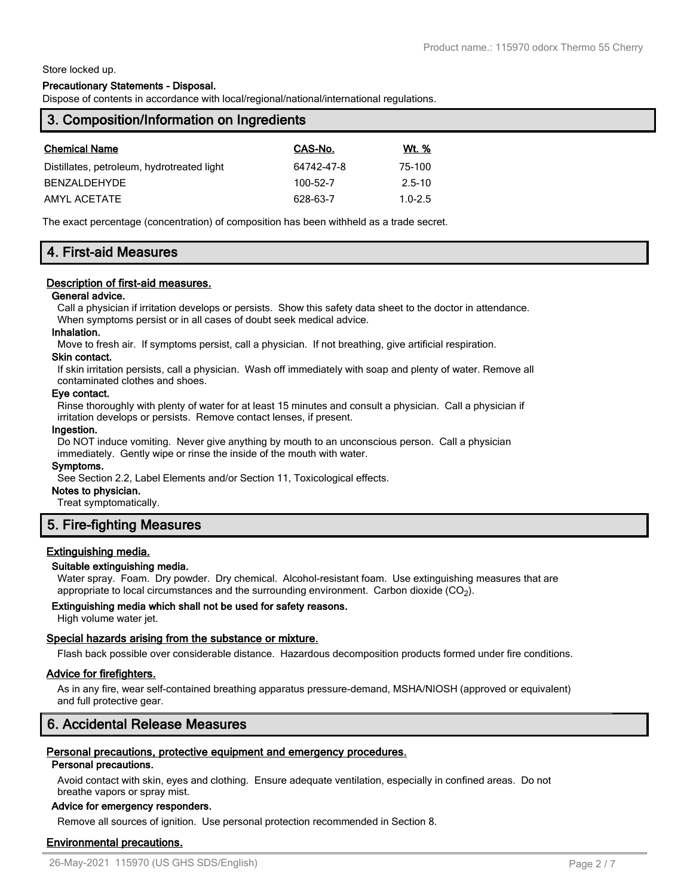Store locked up.

**Precautionary Statements - Disposal.**

Dispose of contents in accordance with local/regional/national/international regulations.

## 3. Composition/Information on Ingredients

| Chemical Name | CAS-No. | Wt. % |
|---|---|---|
| Distillates, petroleum, hydrotreated light | 64742-47-8 | 75-100 |
| BENZALDEHYDE | 100-52-7 | 2.5-10 |
| AMYL ACETATE | 628-63-7 | 1.0-2.5 |

The exact percentage (concentration) of composition has been withheld as a trade secret.

## 4. First-aid Measures

### Description of first-aid measures.

**General advice.**

Call a physician if irritation develops or persists. Show this safety data sheet to the doctor in attendance. When symptoms persist or in all cases of doubt seek medical advice.

**Inhalation.**

Move to fresh air. If symptoms persist, call a physician. If not breathing, give artificial respiration.

**Skin contact.**

If skin irritation persists, call a physician. Wash off immediately with soap and plenty of water. Remove all contaminated clothes and shoes.

**Eye contact.**

Rinse thoroughly with plenty of water for at least 15 minutes and consult a physician. Call a physician if irritation develops or persists. Remove contact lenses, if present.

**Ingestion.**

Do NOT induce vomiting. Never give anything by mouth to an unconscious person. Call a physician immediately. Gently wipe or rinse the inside of the mouth with water.

**Symptoms.**

See Section 2.2, Label Elements and/or Section 11, Toxicological effects.

**Notes to physician.**

Treat symptomatically.

## 5. Fire-fighting Measures

### Extinguishing media.

**Suitable extinguishing media.**

Water spray. Foam. Dry powder. Dry chemical. Alcohol-resistant foam. Use extinguishing measures that are appropriate to local circumstances and the surrounding environment. Carbon dioxide ($CO_2$).

**Extinguishing media which shall not be used for safety reasons.**

High volume water jet.

### Special hazards arising from the substance or mixture.

Flash back possible over considerable distance. Hazardous decomposition products formed under fire conditions.

### Advice for firefighters.

As in any fire, wear self-contained breathing apparatus pressure-demand, MSHA/NIOSH (approved or equivalent) and full protective gear.

## 6. Accidental Release Measures

### Personal precautions, protective equipment and emergency procedures.

**Personal precautions.**

Avoid contact with skin, eyes and clothing. Ensure adequate ventilation, especially in confined areas. Do not breathe vapors or spray mist.

**Advice for emergency responders.**

Remove all sources of ignition. Use personal protection recommended in Section 8.

### Environmental precautions.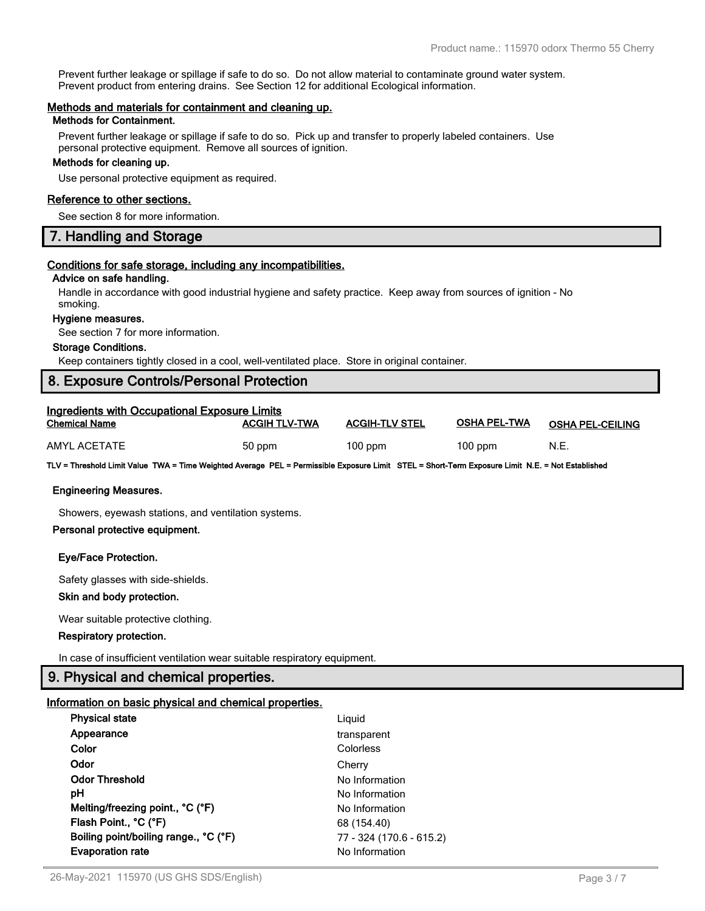Prevent further leakage or spillage if safe to do so. Do not allow material to contaminate ground water system. Prevent product from entering drains. See Section 12 for additional Ecological information.

### Methods and materials for containment and cleaning up.

**Methods for Containment.**

Prevent further leakage or spillage if safe to do so. Pick up and transfer to properly labeled containers. Use personal protective equipment. Remove all sources of ignition.

**Methods for cleaning up.**

Use personal protective equipment as required.

### Reference to other sections.

See section 8 for more information.

## 7. Handling and Storage

### Conditions for safe storage, including any incompatibilities.

**Advice on safe handling.**

Handle in accordance with good industrial hygiene and safety practice. Keep away from sources of ignition - No smoking.

**Hygiene measures.**

See section 7 for more information.

**Storage Conditions.**

Keep containers tightly closed in a cool, well-ventilated place. Store in original container.

## 8. Exposure Controls/Personal Protection

### Ingredients with Occupational Exposure Limits

| Chemical Name | ACGIH TLV-TWA | ACGIH-TLV STEL | OSHA PEL-TWA | OSHA PEL-CEILING |
|---|---|---|---|---|
| AMYL ACETATE | 50 ppm | 100 ppm | 100 ppm | N.E. |

**TLV = Threshold Limit Value TWA = Time Weighted Average PEL = Permissible Exposure Limit STEL = Short-Term Exposure Limit N.E. = Not Established**

**Engineering Measures.**

Showers, eyewash stations, and ventilation systems.

**Personal protective equipment.**

**Eye/Face Protection.**

Safety glasses with side-shields.

**Skin and body protection.**

Wear suitable protective clothing.

**Respiratory protection.**

In case of insufficient ventilation wear suitable respiratory equipment.

## 9. Physical and chemical properties.

### Information on basic physical and chemical properties.

| Property | Value |
|---|---|
| **Physical state** | Liquid |
| **Appearance** | transparent |
| **Color** | Colorless |
| **Odor** | Cherry |
| **Odor Threshold** | No Information |
| **pH** | No Information |
| **Melting/freezing point., °C (°F)** | No Information |
| **Flash Point., °C (°F)** | 68 (154.40) |
| **Boiling point/boiling range., °C (°F)** | 77 - 324 (170.6 - 615.2) |
| **Evaporation rate** | No Information |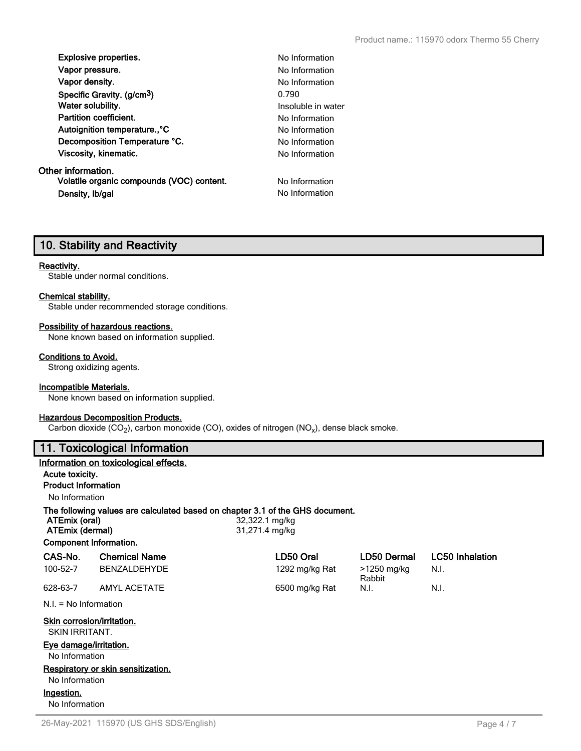| | |
|---|---|
| **Explosive properties.** | No Information |
| **Vapor pressure.** | No Information |
| **Vapor density.** | No Information |
| **Specific Gravity. (g/cm$^3$)** | 0.790 |
| **Water solubility.** | Insoluble in water |
| **Partition coefficient.** | No Information |
| **Autoignition temperature.,°C** | No Information |
| **Decomposition Temperature °C.** | No Information |
| **Viscosity, kinematic.** | No Information |

**Other information.**

| | |
|---|---|
| **Volatile organic compounds (VOC) content.** | No Information |
| **Density, lb/gal** | No Information |

## 10. Stability and Reactivity

**Reactivity.**
Stable under normal conditions.

**Chemical stability.**
Stable under recommended storage conditions.

**Possibility of hazardous reactions.**
None known based on information supplied.

**Conditions to Avoid.**
Strong oxidizing agents.

**Incompatible Materials.**
None known based on information supplied.

**Hazardous Decomposition Products.**
Carbon dioxide ($CO_2$), carbon monoxide (CO), oxides of nitrogen ($NO_x$), dense black smoke.

## 11. Toxicological Information

**Information on toxicological effects.**

**Acute toxicity.**

**Product Information**

No Information

**The following values are calculated based on chapter 3.1 of the GHS document.**

| | |
|---|---|
| **ATEmix (oral)** | 32,322.1 mg/kg |
| **ATEmix (dermal)** | 31,271.4 mg/kg |

**Component Information.**

| CAS-No. | Chemical Name | LD50 Oral | LD50 Dermal | LC50 Inhalation |
|---|---|---|---|---|
| 100-52-7 | BENZALDEHYDE | 1292 mg/kg Rat | >1250 mg/kg Rabbit | N.I. |
| 628-63-7 | AMYL ACETATE | 6500 mg/kg Rat | N.I. | N.I. |

N.I. = No Information

**Skin corrosion/irritation.**
SKIN IRRITANT.

**Eye damage/irritation.**
No Information

**Respiratory or skin sensitization.**
No Information

**Ingestion.**
No Information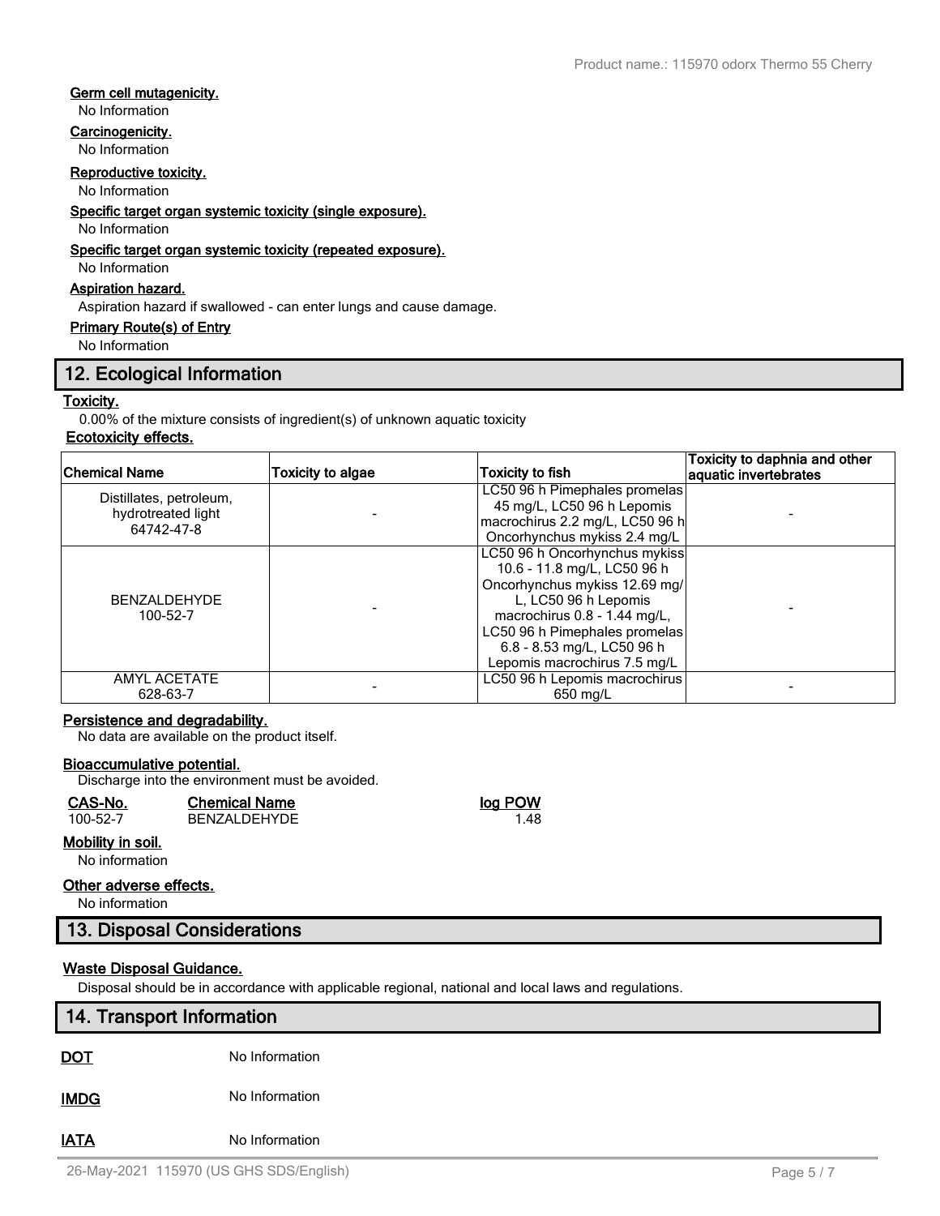**Germ cell mutagenicity.**

No Information

**Carcinogenicity.**

No Information

**Reproductive toxicity.**

No Information

**Specific target organ systemic toxicity (single exposure).**

No Information

**Specific target organ systemic toxicity (repeated exposure).**

No Information

**Aspiration hazard.**

Aspiration hazard if swallowed - can enter lungs and cause damage.

**Primary Route(s) of Entry**

No Information

## 12. Ecological Information

**Toxicity.**

0.00% of the mixture consists of ingredient(s) of unknown aquatic toxicity

**Ecotoxicity effects.**

| Chemical Name | Toxicity to algae | Toxicity to fish | Toxicity to daphnia and other aquatic invertebrates |
|---|---|---|---|
| Distillates, petroleum, hydrotreated light 64742-47-8 | - | LC50 96 h Pimephales promelas 45 mg/L, LC50 96 h Lepomis macrochirus 2.2 mg/L, LC50 96 h Oncorhynchus mykiss 2.4 mg/L | - |
| BENZALDEHYDE 100-52-7 | - | LC50 96 h Oncorhynchus mykiss 10.6 - 11.8 mg/L, LC50 96 h Oncorhynchus mykiss 12.69 mg/L, LC50 96 h Lepomis macrochirus 0.8 - 1.44 mg/L, LC50 96 h Pimephales promelas 6.8 - 8.53 mg/L, LC50 96 h Lepomis macrochirus 7.5 mg/L | - |
| AMYL ACETATE 628-63-7 | - | LC50 96 h Lepomis macrochirus 650 mg/L | - |

**Persistence and degradability.**

No data are available on the product itself.

**Bioaccumulative potential.**

Discharge into the environment must be avoided.

| CAS-No. | Chemical Name | log POW |
|---|---|---|
| 100-52-7 | BENZALDEHYDE | 1.48 |

**Mobility in soil.**

No information

**Other adverse effects.**

No information

## 13. Disposal Considerations

**Waste Disposal Guidance.**

Disposal should be in accordance with applicable regional, national and local laws and regulations.

## 14. Transport Information

**DOT** No Information

**IMDG** No Information

**IATA** No Information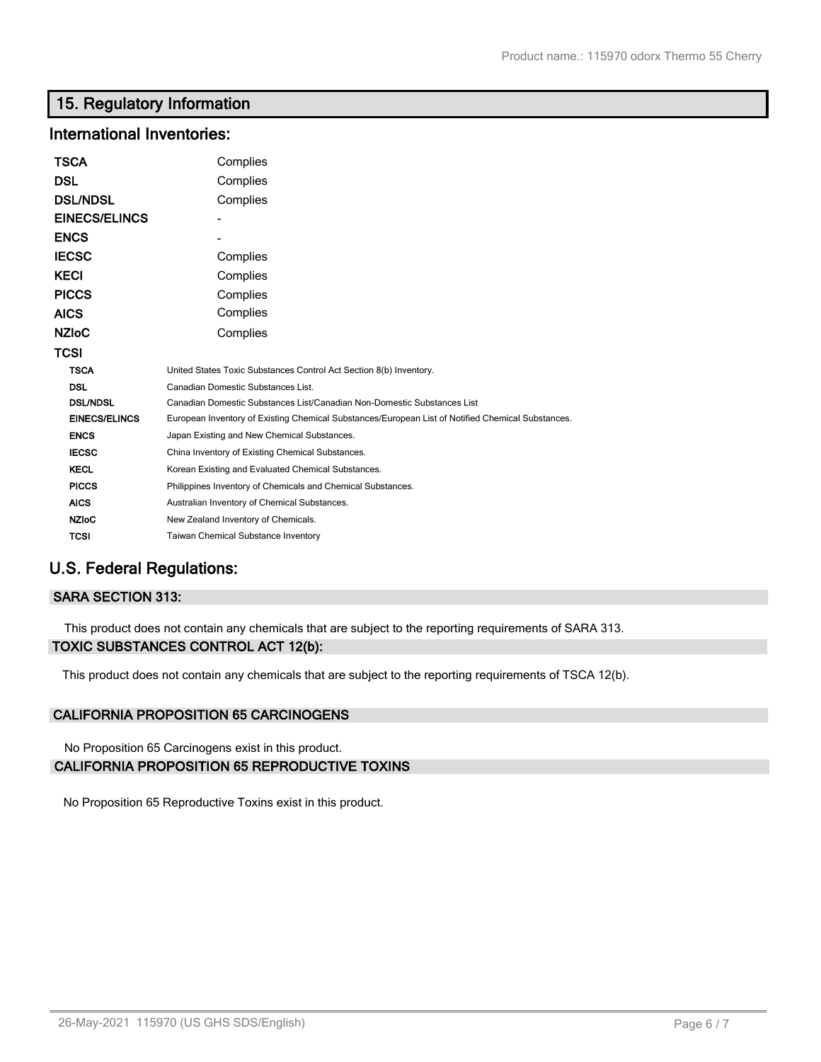## 15. Regulatory Information

### International Inventories:

| | |
|---|---|
| **TSCA** | Complies |
| **DSL** | Complies |
| **DSL/NDSL** | Complies |
| **EINECS/ELINCS** | - |
| **ENCS** | - |
| **IECSC** | Complies |
| **KECI** | Complies |
| **PICCS** | Complies |
| **AICS** | Complies |
| **NZIoC** | Complies |
| **TCSI** | |

| | |
|---|---|
| **TSCA** | United States Toxic Substances Control Act Section 8(b) Inventory. |
| **DSL** | Canadian Domestic Substances List. |
| **DSL/NDSL** | Canadian Domestic Substances List/Canadian Non-Domestic Substances List |
| **EINECS/ELINCS** | European Inventory of Existing Chemical Substances/European List of Notified Chemical Substances. |
| **ENCS** | Japan Existing and New Chemical Substances. |
| **IECSC** | China Inventory of Existing Chemical Substances. |
| **KECL** | Korean Existing and Evaluated Chemical Substances. |
| **PICCS** | Philippines Inventory of Chemicals and Chemical Substances. |
| **AICS** | Australian Inventory of Chemical Substances. |
| **NZIoC** | New Zealand Inventory of Chemicals. |
| **TCSI** | Taiwan Chemical Substance Inventory |

### U.S. Federal Regulations:

#### SARA SECTION 313:

This product does not contain any chemicals that are subject to the reporting requirements of SARA 313.

#### TOXIC SUBSTANCES CONTROL ACT 12(b):

This product does not contain any chemicals that are subject to the reporting requirements of TSCA 12(b).

#### CALIFORNIA PROPOSITION 65 CARCINOGENS

No Proposition 65 Carcinogens exist in this product.

#### CALIFORNIA PROPOSITION 65 REPRODUCTIVE TOXINS

No Proposition 65 Reproductive Toxins exist in this product.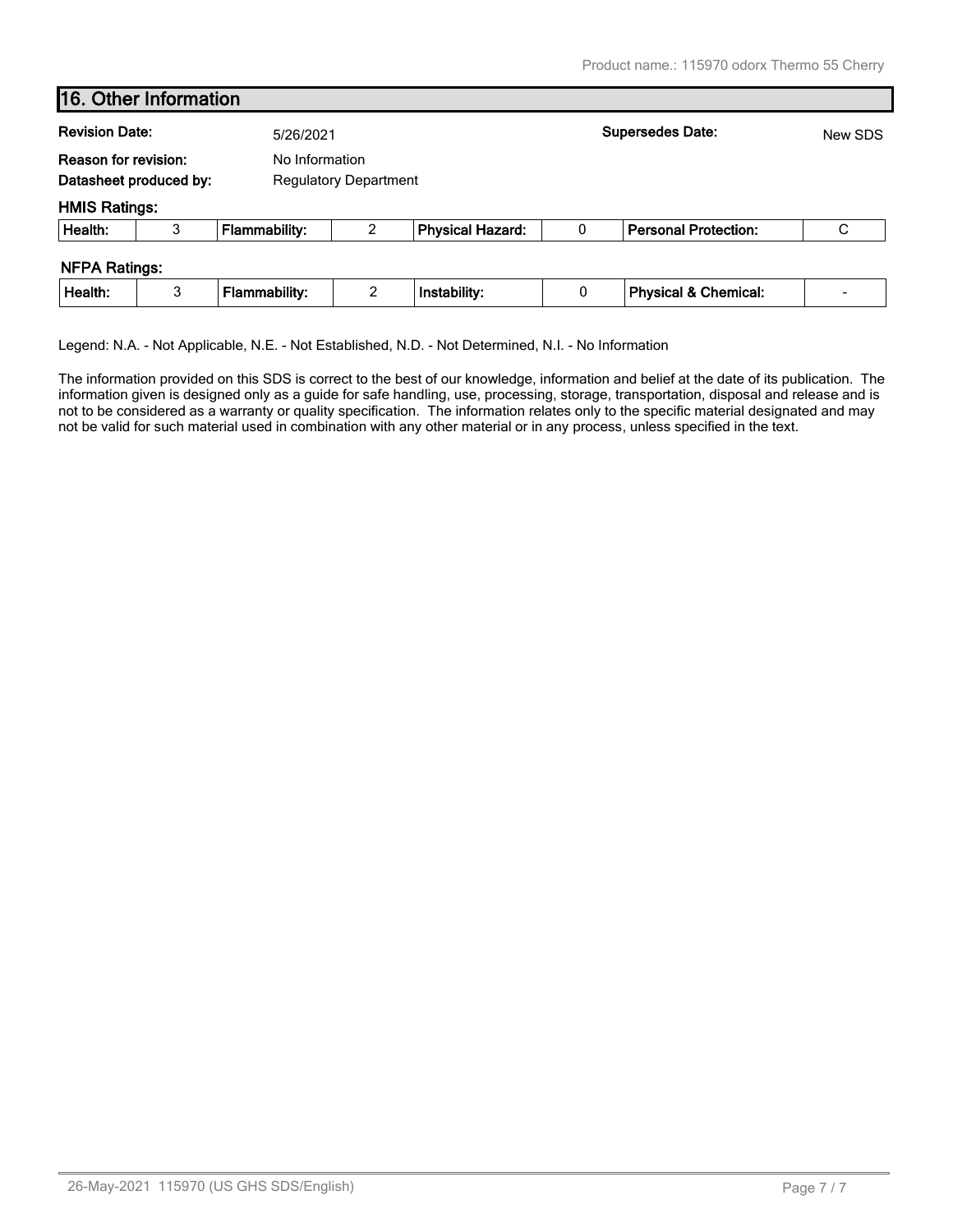## 16. Other Information

**Revision Date:** 5/26/2021 **Supersedes Date:** New SDS

**Reason for revision:** No Information

**Datasheet produced by:** Regulatory Department

**HMIS Ratings:**

| | | | | | | | |
|---|---|---|---|---|---|---|---|
| **Health:** | 3 | **Flammability:** | 2 | **Physical Hazard:** | 0 | **Personal Protection:** | C |

**NFPA Ratings:**

| | | | | | | | |
|---|---|---|---|---|---|---|---|
| **Health:** | 3 | **Flammability:** | 2 | **Instability:** | 0 | **Physical & Chemical:** | - |

Legend: N.A. - Not Applicable, N.E. - Not Established, N.D. - Not Determined, N.I. - No Information

The information provided on this SDS is correct to the best of our knowledge, information and belief at the date of its publication. The information given is designed only as a guide for safe handling, use, processing, storage, transportation, disposal and release and is not to be considered as a warranty or quality specification. The information relates only to the specific material designated and may not be valid for such material used in combination with any other material or in any process, unless specified in the text.